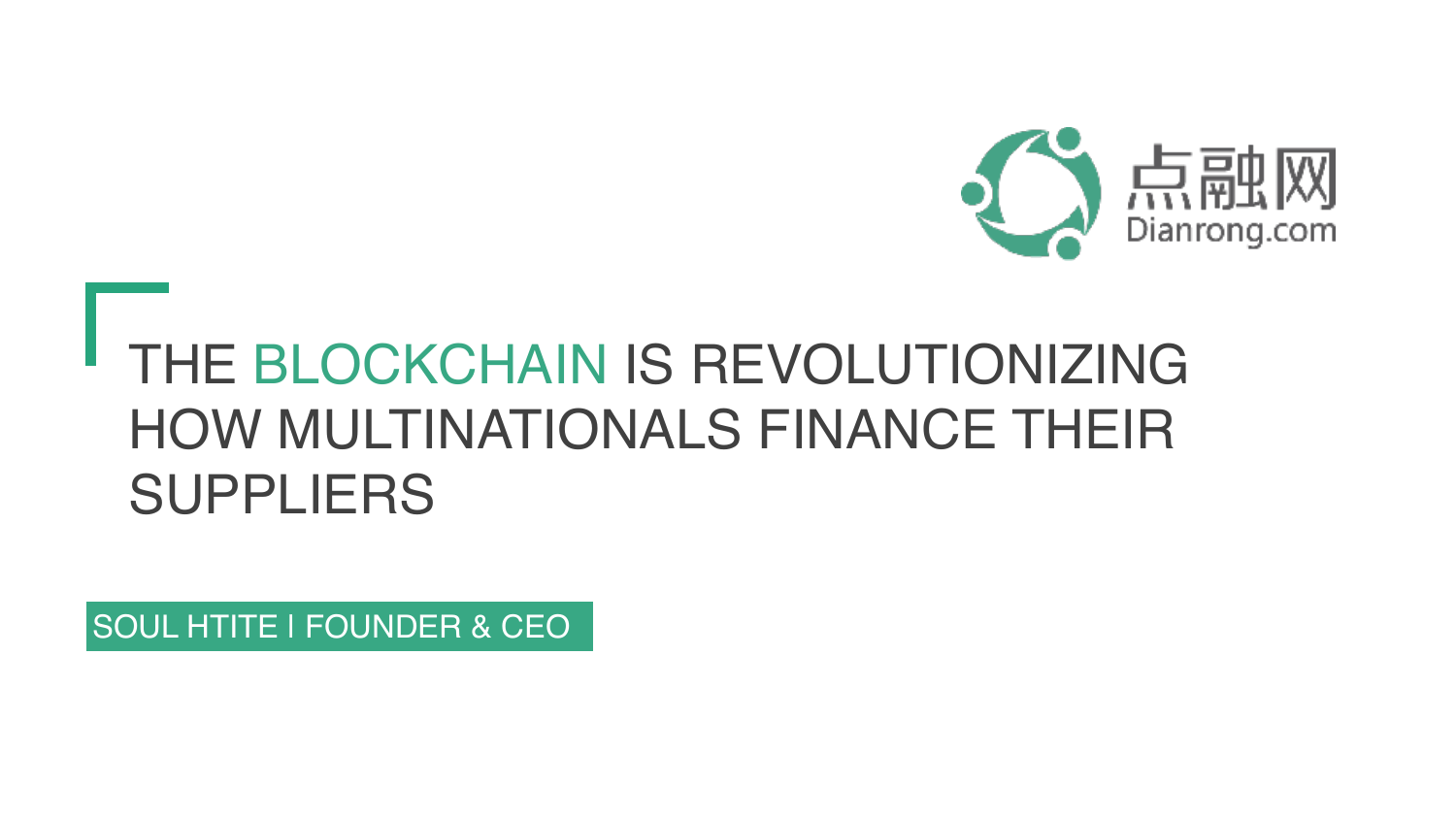点融网
Dianrong.com

# THE BLOCKCHAIN IS REVOLUTIONIZING HOW MULTINATIONALS FINANCE THEIR SUPPLIERS

SOUL HTITE I FOUNDER & CEO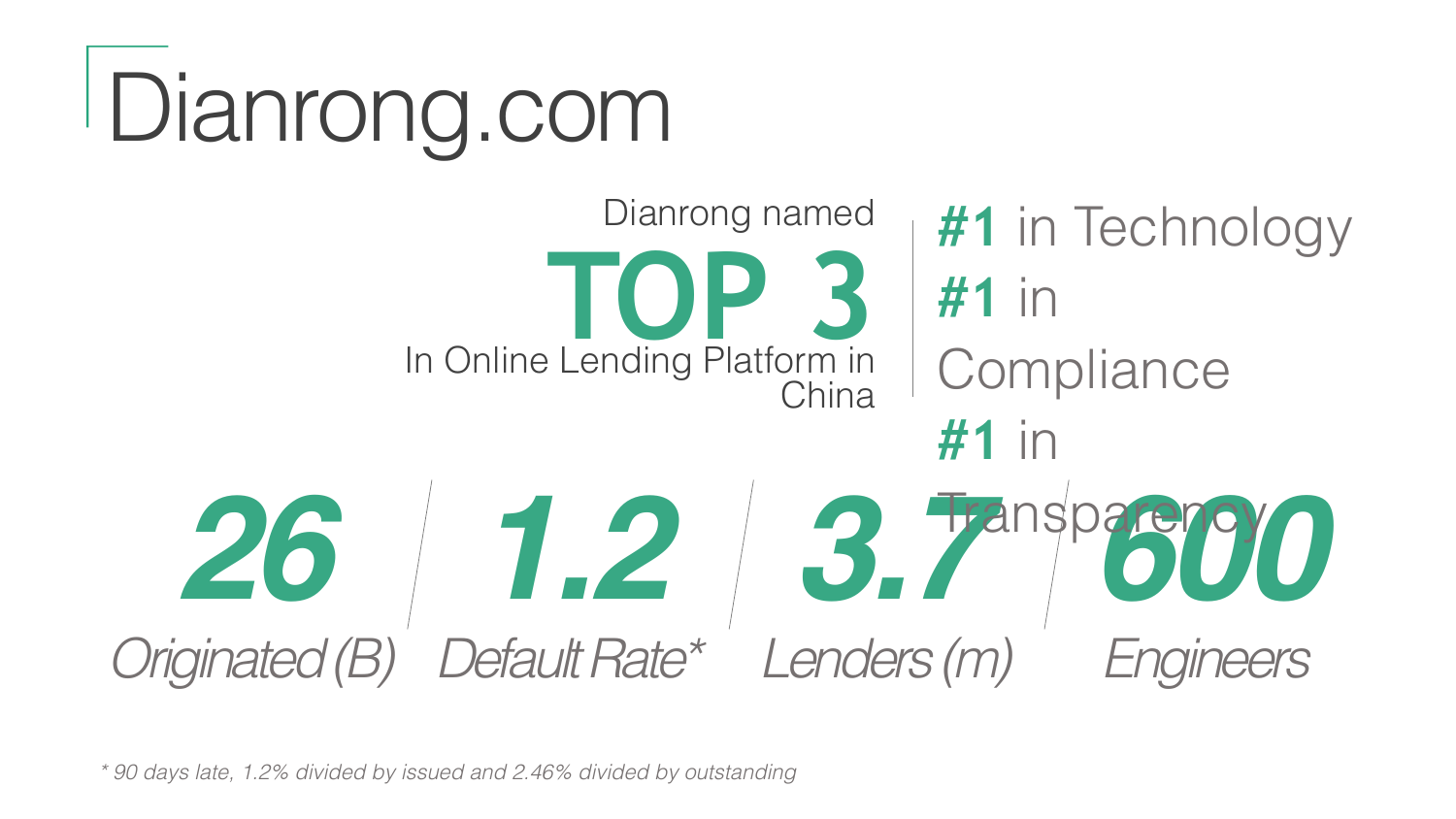# Dianrong.com

Dianrong named

**TOP 3**

In Online Lending Platform in China

**#1** in Technology

**#1** in Compliance

**#1** in Transparency

| 26 | 1.2 | 3.7 | 600 |
|---|---|---|---|
| *Originated (B)* | *Default Rate** | *Lenders (m)* | *Engineers* |

*\* 90 days late, 1.2% divided by issued and 2.46% divided by outstanding*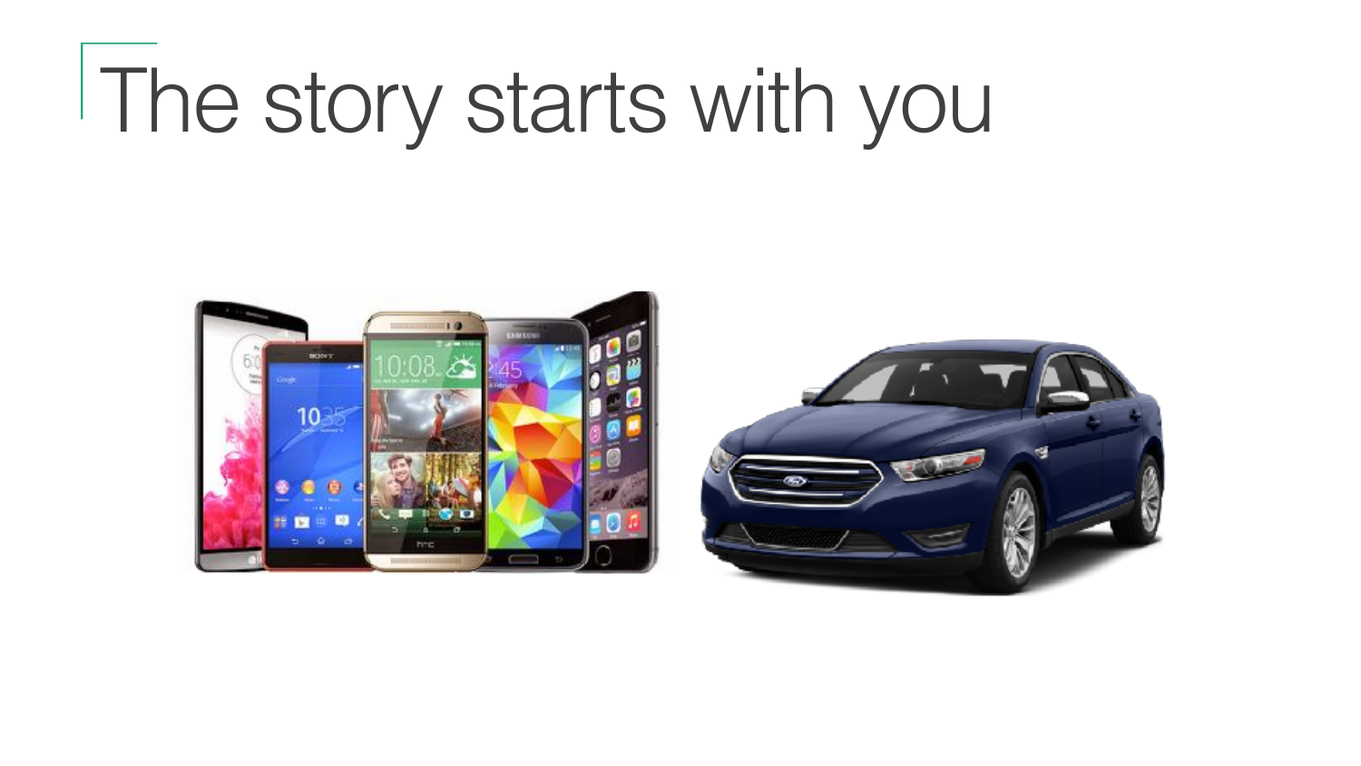# The story starts with you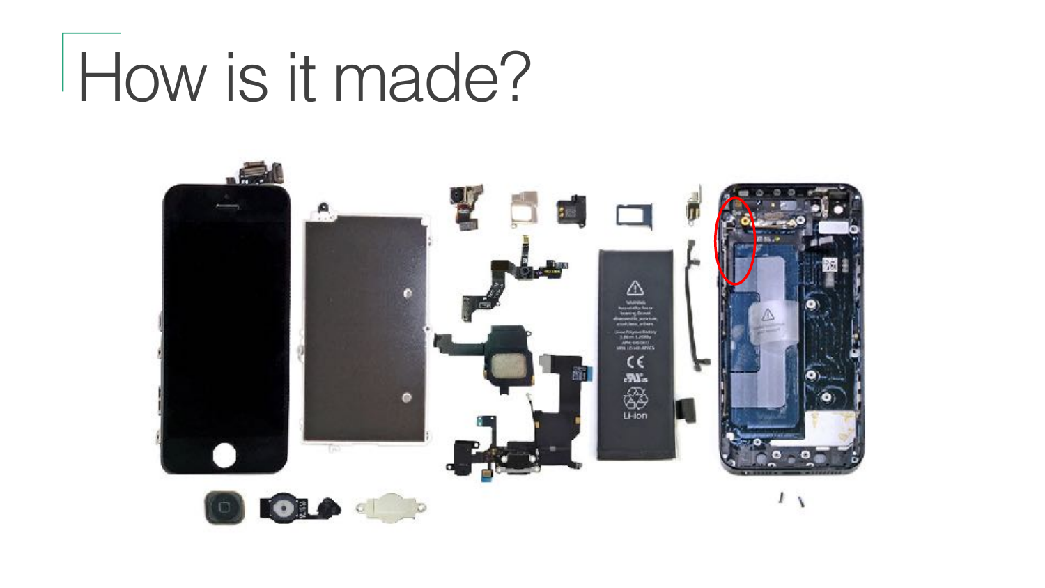# How is it made?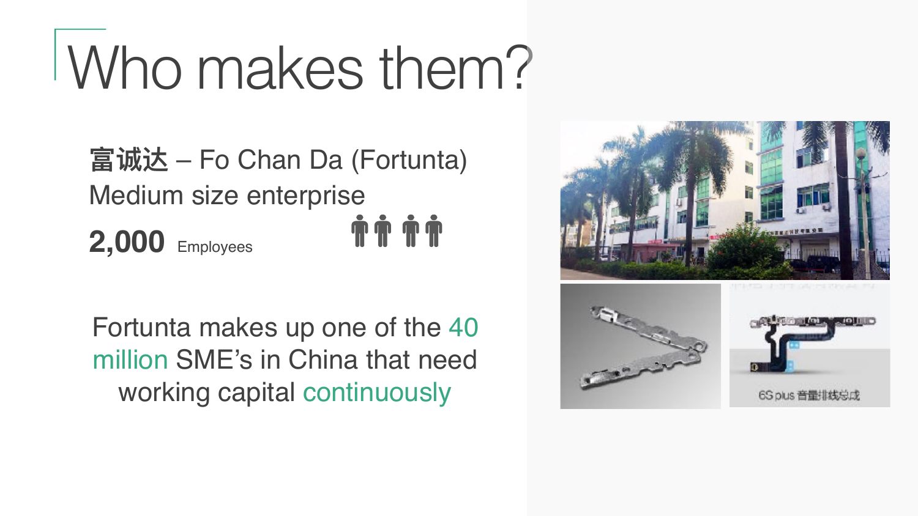# Who makes them?

富诚达 – Fo Chan Da (Fortunta)
Medium size enterprise
**2,000** Employees

Fortunta makes up one of the 40 million SME's in China that need working capital continuously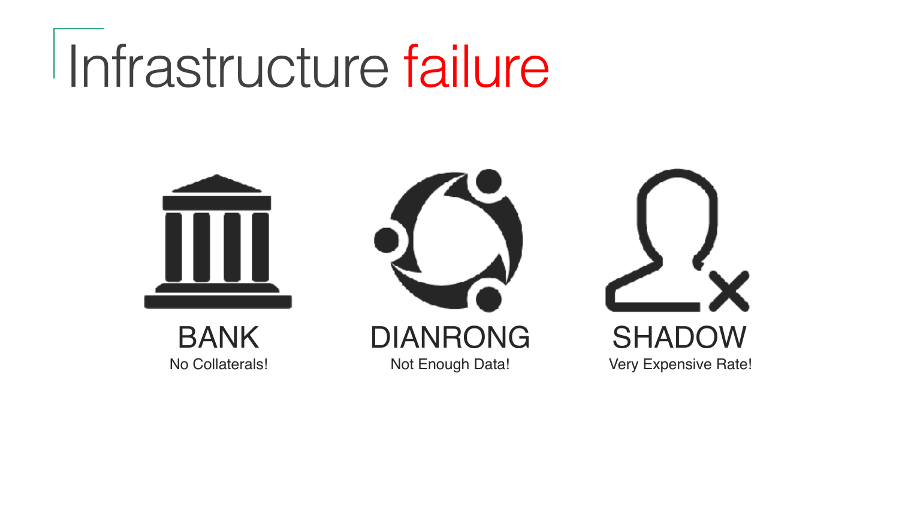# Infrastructure failure

**BANK**
No Collaterals!

**DIANRONG**
Not Enough Data!

**SHADOW**
Very Expensive Rate!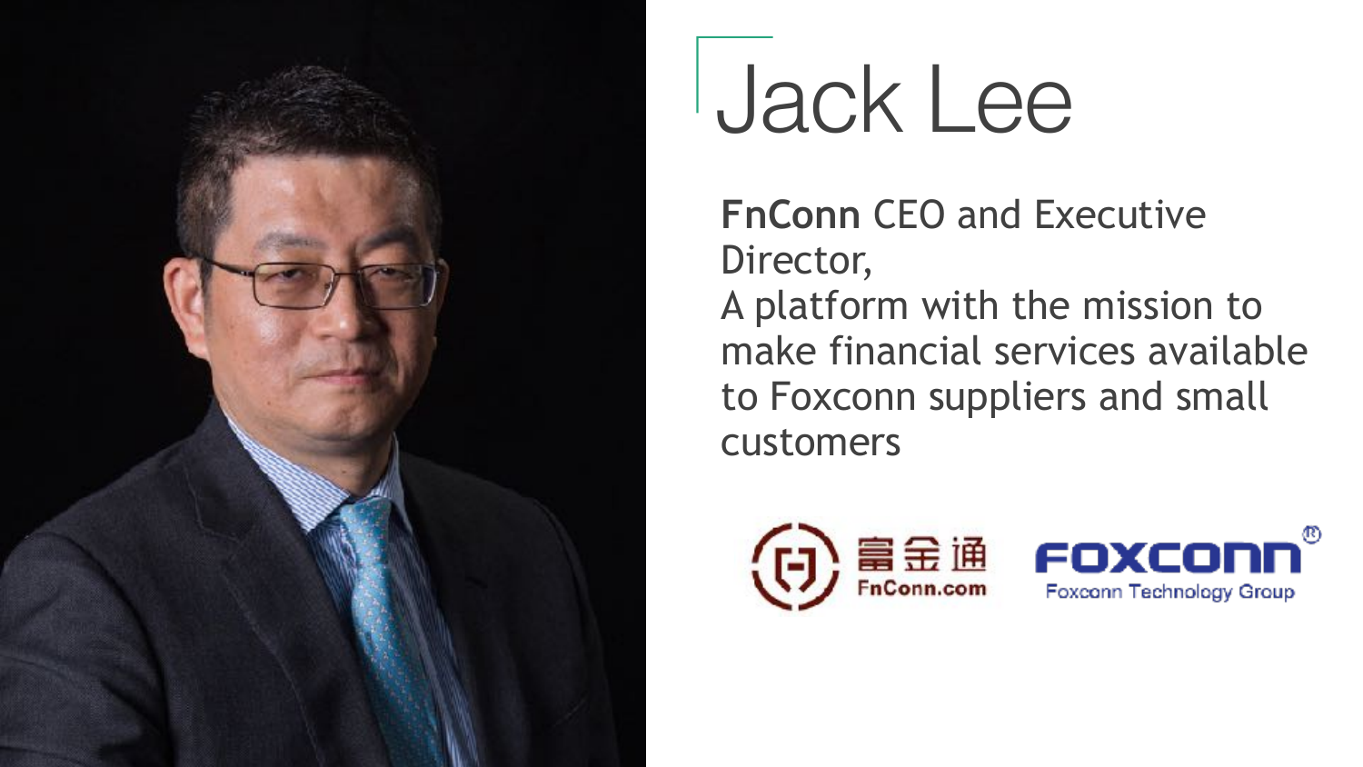# Jack Lee

**FnConn** CEO and Executive Director,
A platform with the mission to make financial services available to Foxconn suppliers and small customers

富金通 FnConn.com

FOXCONN Foxconn Technology Group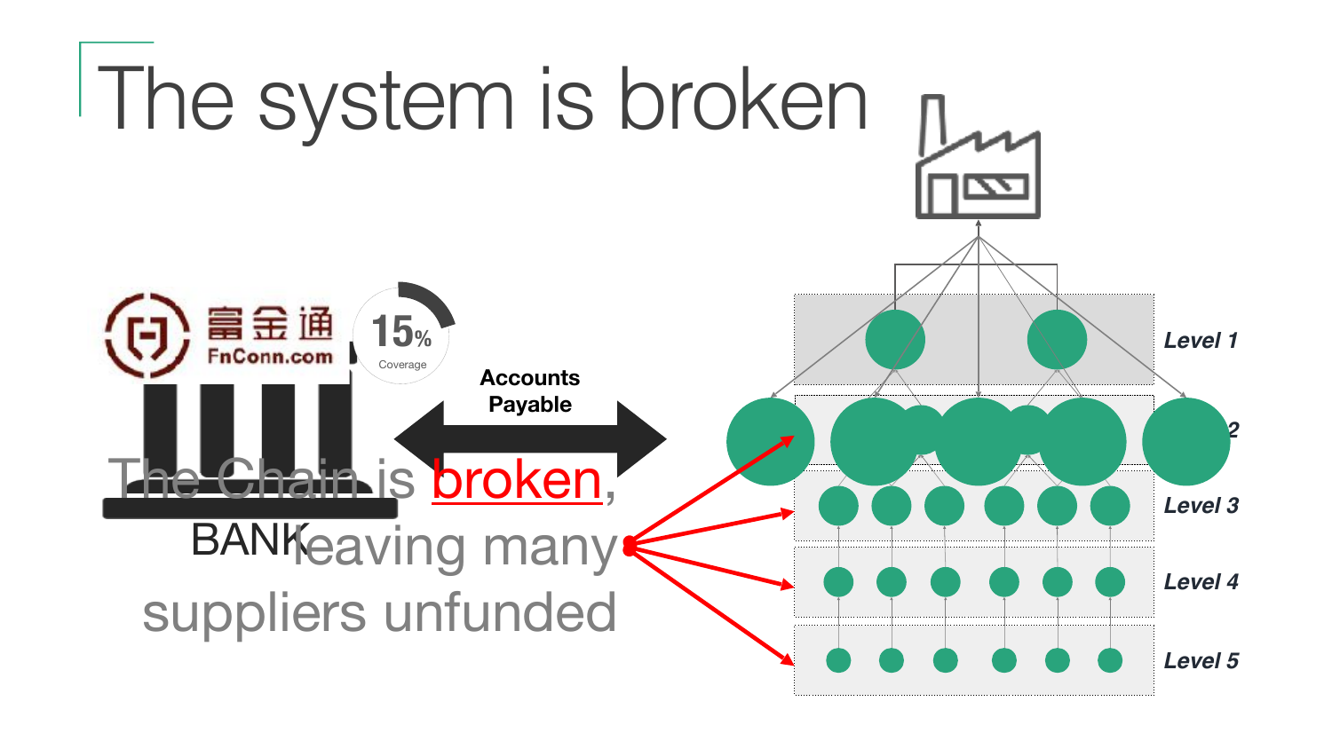# The system is broken

富金通
FnConn.com

15%
Coverage

Accounts Payable

BANK

The Chain is broken, leaving many suppliers unfunded

*Level 1*

*Level 2*

*Level 3*

*Level 4*

*Level 5*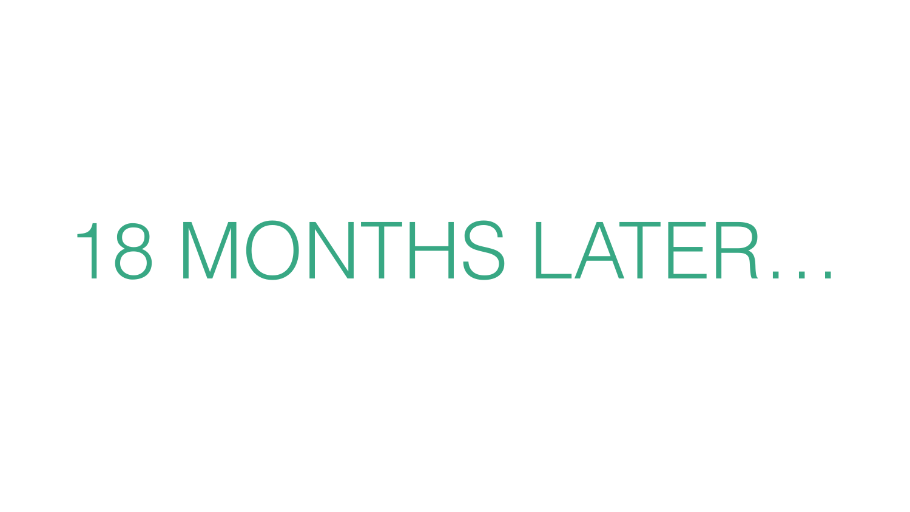# 18 MONTHS LATER…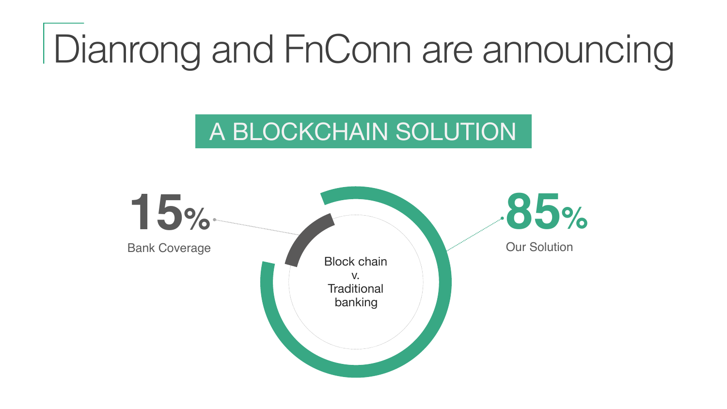# Dianrong and FnConn are announcing

## A BLOCKCHAIN SOLUTION

**15%**
Bank Coverage

Block chain
v.
Traditional
banking

**85%**
Our Solution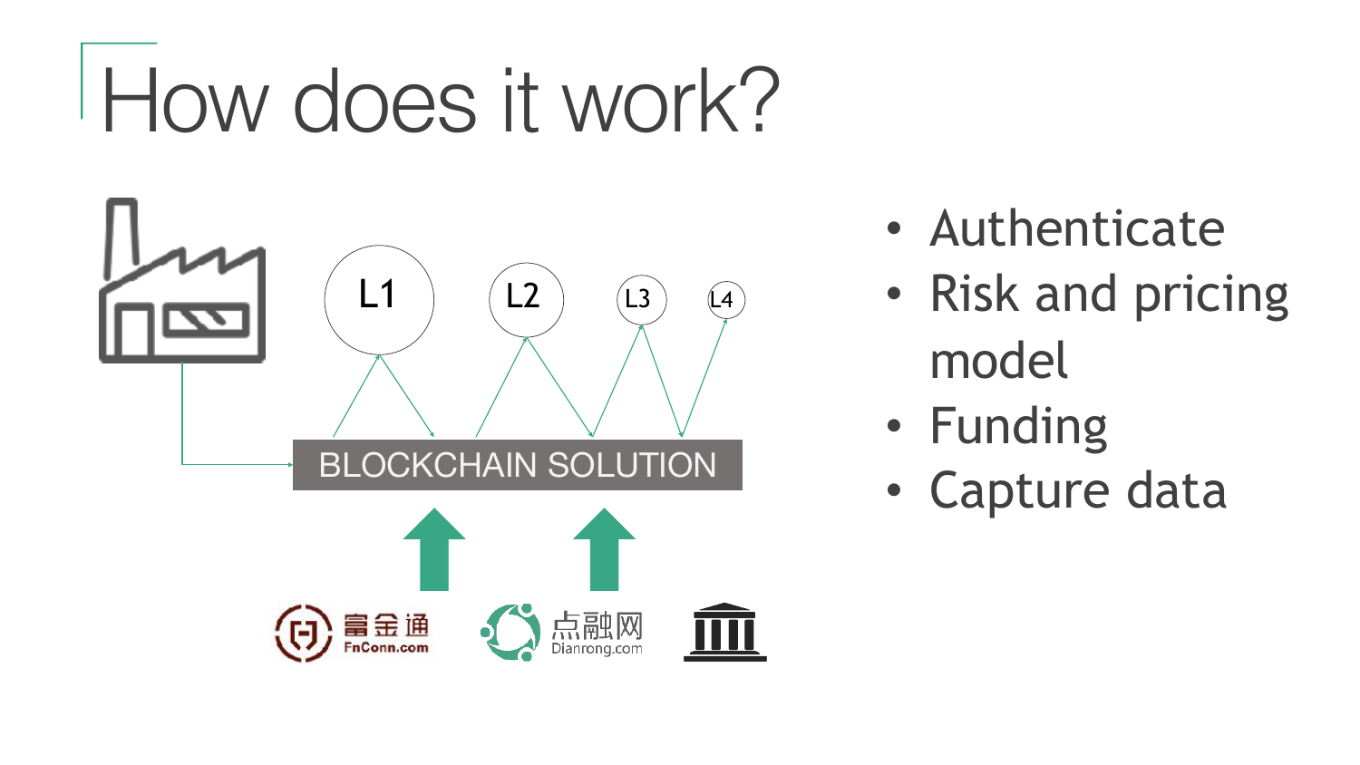# How does it work?

L1 L2 L3 L4

BLOCKCHAIN SOLUTION

富金通 FnConn.com

点融网 Dianrong.com

- Authenticate
- Risk and pricing model
- Funding
- Capture data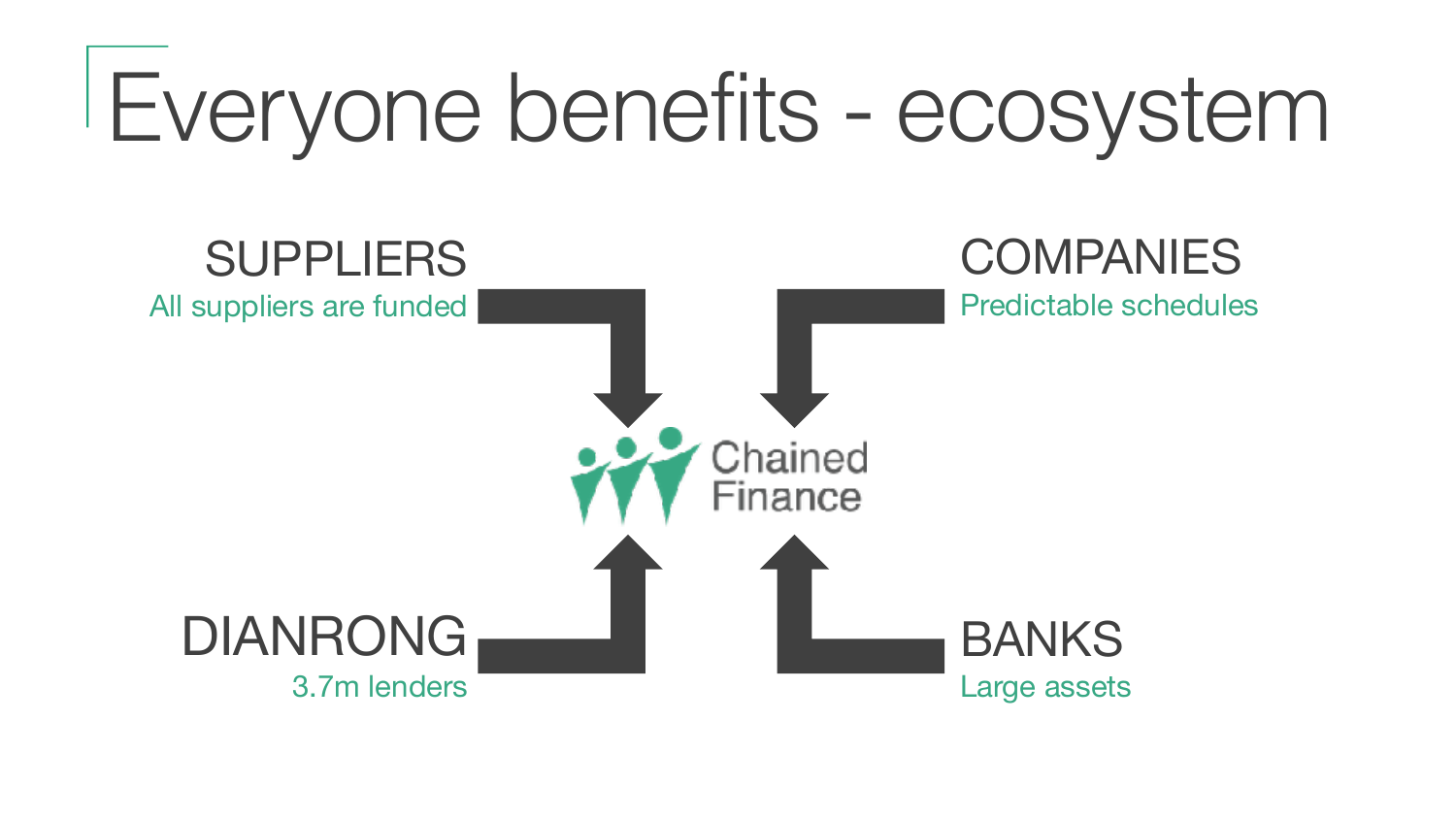# Everyone benefits - ecosystem

**SUPPLIERS**
All suppliers are funded

**COMPANIES**
Predictable schedules

Chained Finance

**DIANRONG**
3.7m lenders

**BANKS**
Large assets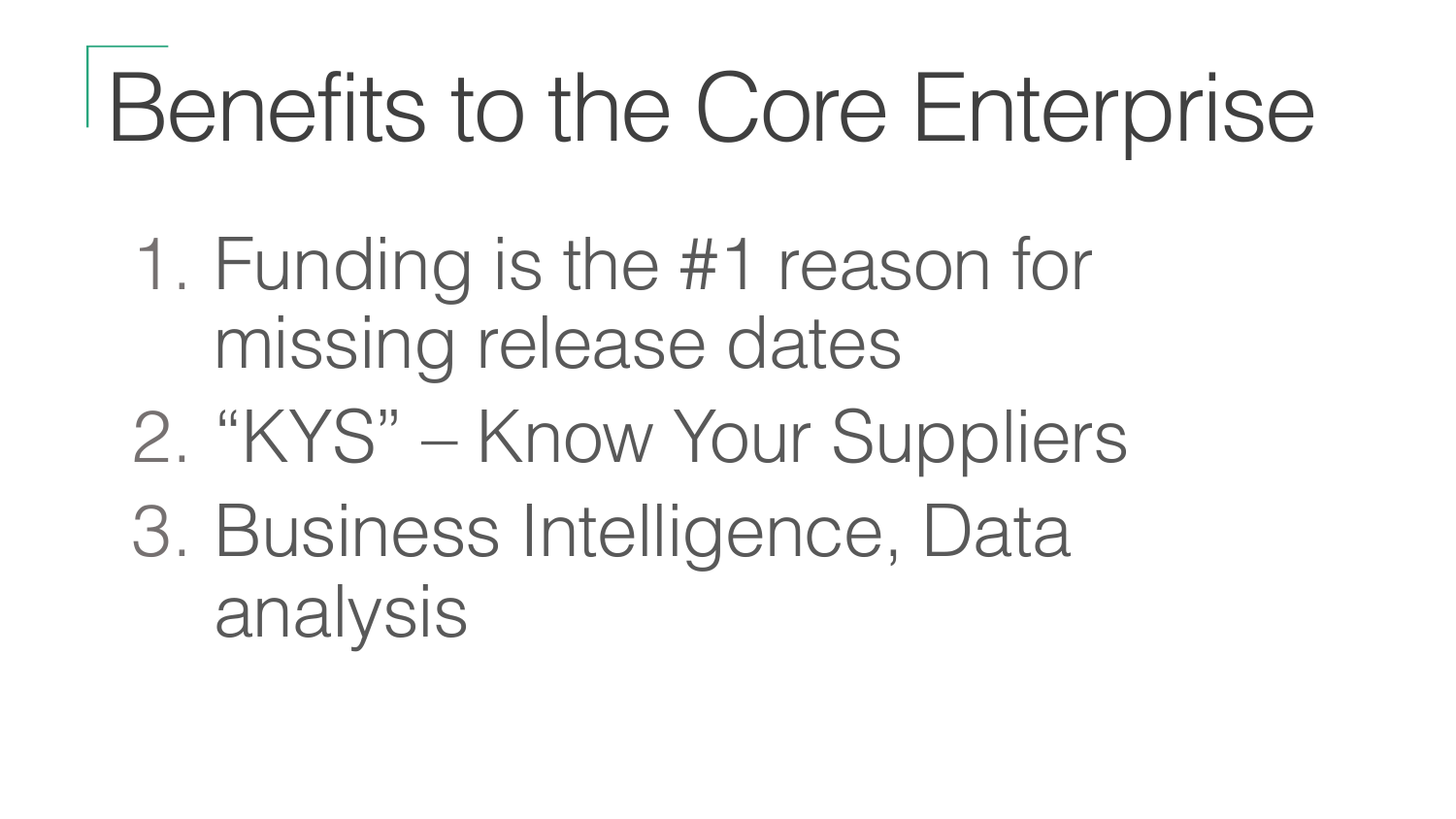# Benefits to the Core Enterprise

1. Funding is the #1 reason for missing release dates
2. “KYS” – Know Your Suppliers
3. Business Intelligence, Data analysis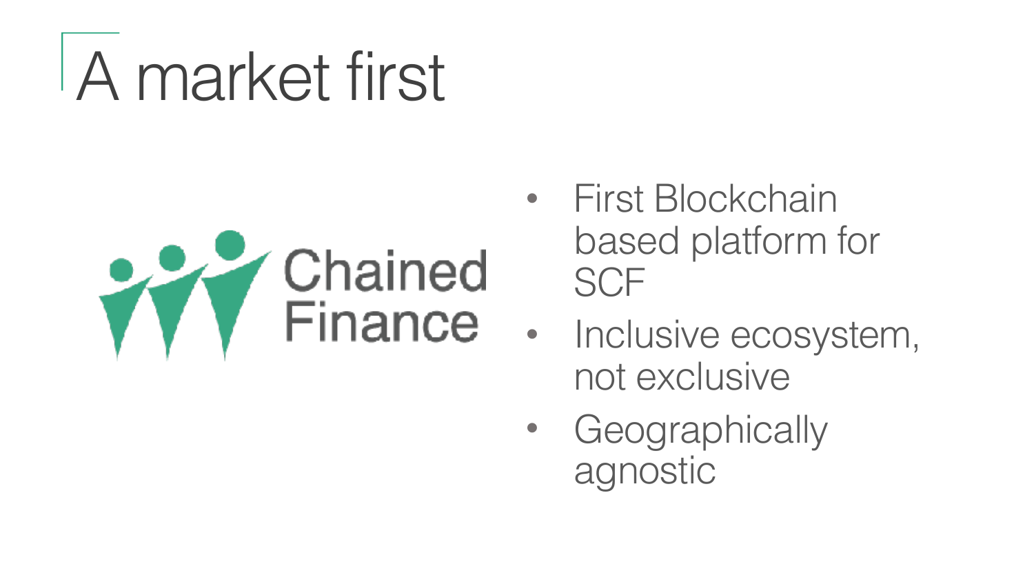# A market first

Chained Finance

- First Blockchain based platform for SCF
- Inclusive ecosystem, not exclusive
- Geographically agnostic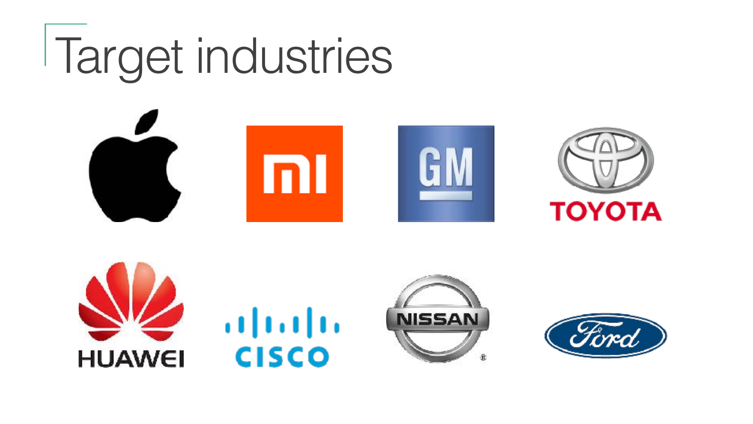# Target industries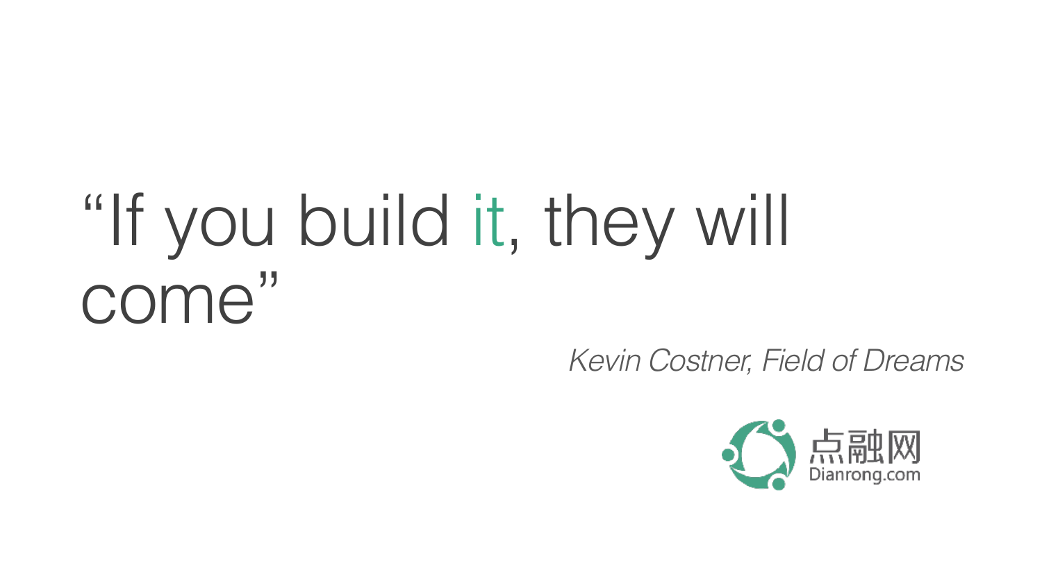# “If you build it, they will come”

*Kevin Costner, Field of Dreams*

点融网
Dianrong.com